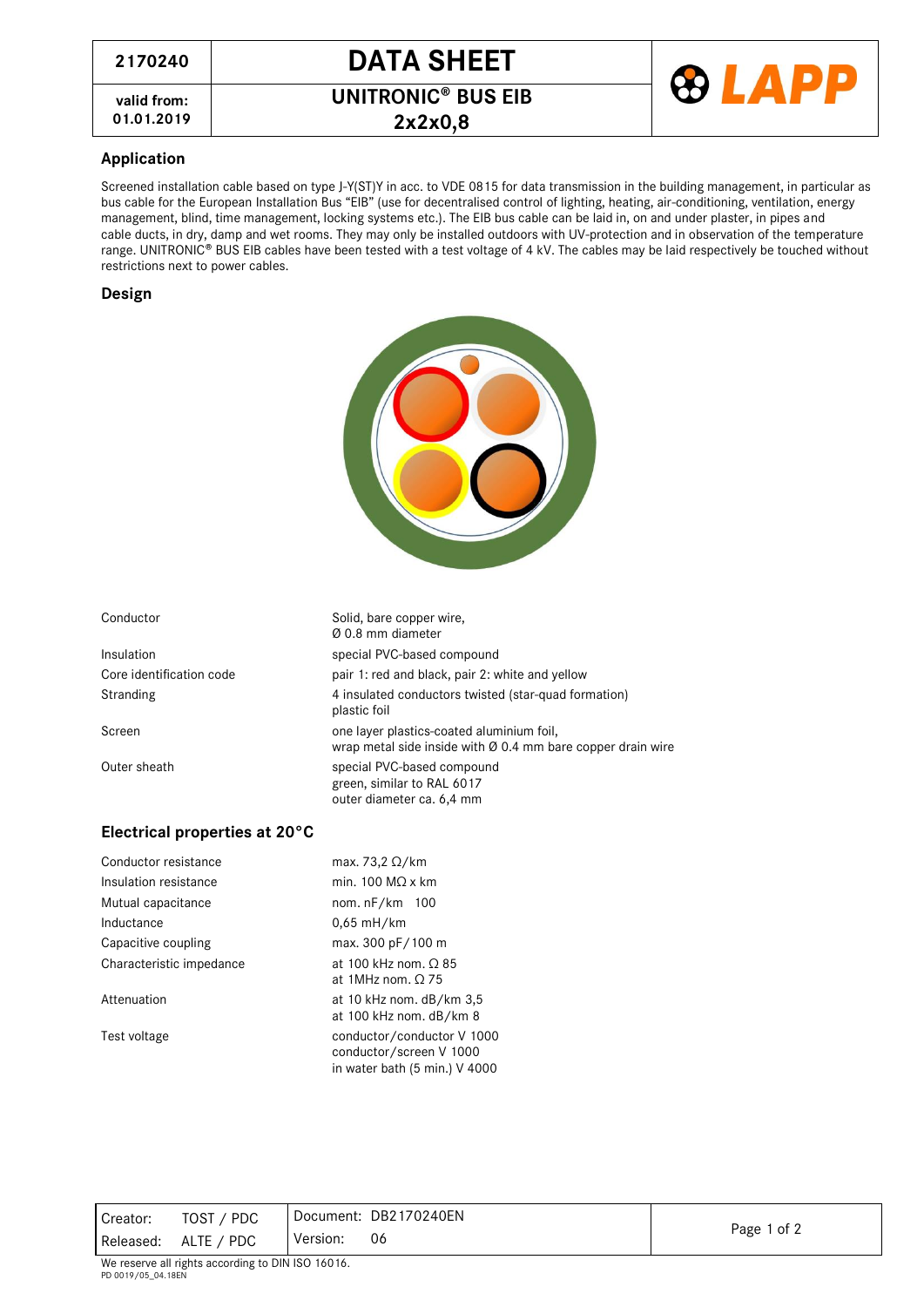| 2170240 | DATA SHEET |
|---|---|
| valid from: 01.01.2019 | UNITRONIC® BUS EIB 2x2x0,8 |

LAPP

## Application

Screened installation cable based on type J-Y(ST)Y in acc. to VDE 0815 for data transmission in the building management, in particular as bus cable for the European Installation Bus "EIB" (use for decentralised control of lighting, heating, air-conditioning, ventilation, energy management, blind, time management, locking systems etc.). The EIB bus cable can be laid in, on and under plaster, in pipes and cable ducts, in dry, damp and wet rooms. They may only be installed outdoors with UV-protection and in observation of the temperature range. UNITRONIC® BUS EIB cables have been tested with a test voltage of 4 kV. The cables may be laid respectively be touched without restrictions next to power cables.

## Design

| | |
|---|---|
| Conductor | Solid, bare copper wire,<br>Ø 0.8 mm diameter |
| Insulation | special PVC-based compound |
| Core identification code | pair 1: red and black, pair 2: white and yellow |
| Stranding | 4 insulated conductors twisted (star-quad formation)<br>plastic foil |
| Screen | one layer plastics-coated aluminium foil,<br>wrap metal side inside with Ø 0.4 mm bare copper drain wire |
| Outer sheath | special PVC-based compound<br>green, similar to RAL 6017<br>outer diameter ca. 6,4 mm |

## Electrical properties at 20°C

| | |
|---|---|
| Conductor resistance | max. 73,2 Ω/km |
| Insulation resistance | min. 100 MΩ x km |
| Mutual capacitance | nom. nF/km 100 |
| Inductance | 0,65 mH/km |
| Capacitive coupling | max. 300 pF/100 m |
| Characteristic impedance | at 100 kHz nom. Ω 85<br>at 1MHz nom. Ω 75 |
| Attenuation | at 10 kHz nom. dB/km 3,5<br>at 100 kHz nom. dB/km 8 |
| Test voltage | conductor/conductor V 1000<br>conductor/screen V 1000<br>in water bath (5 min.) V 4000 |

| | | | |
|---|---|---|---|
| Creator: | TOST / PDC | Document: DB2170240EN | |
| Released: | ALTE / PDC | Version: 06 | |

We reserve all rights according to DIN ISO 16016.
PD 0019/05_04.18EN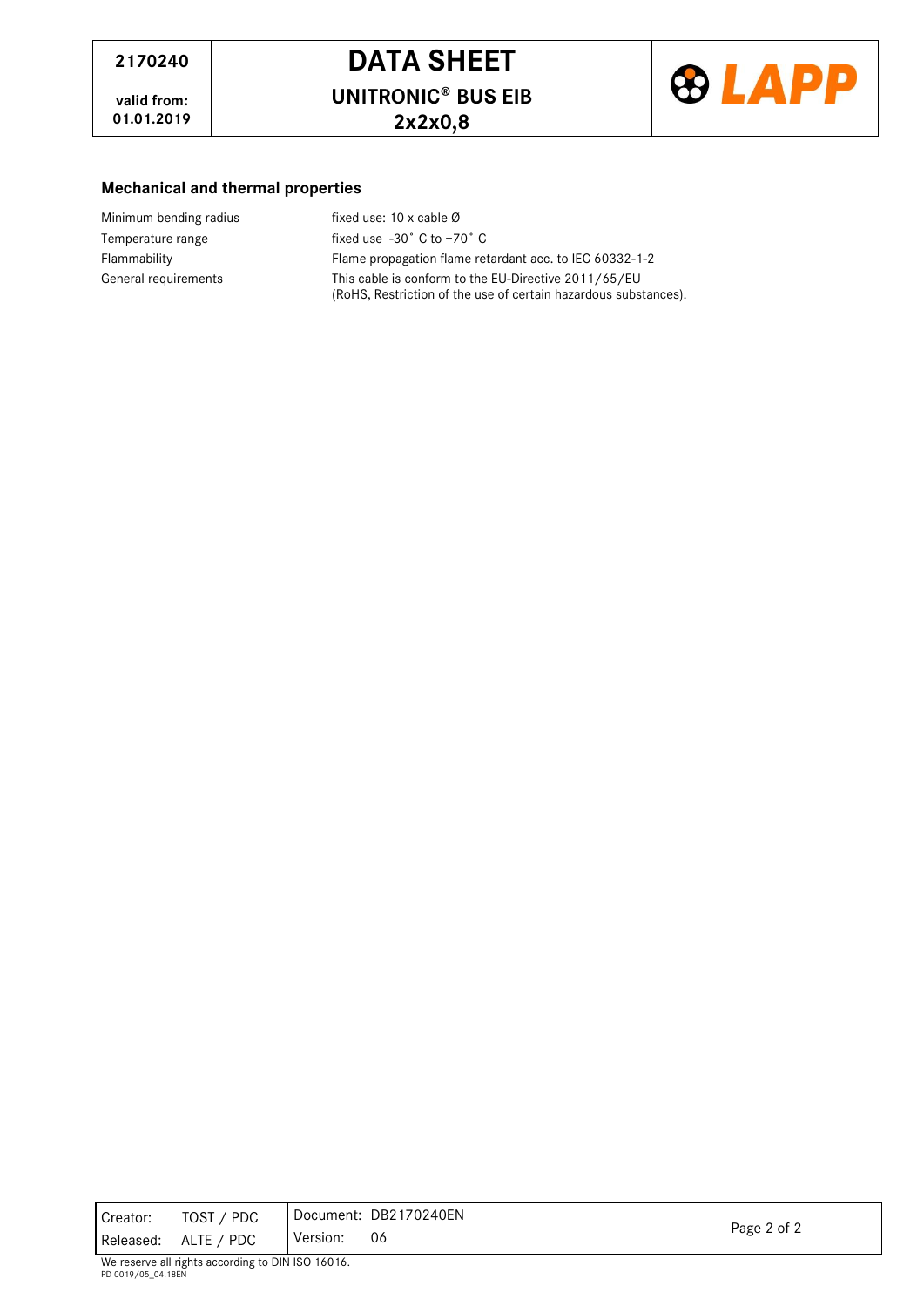## Mechanical and thermal properties

| | |
|---|---|
| Minimum bending radius | fixed use: 10 x cable Ø |
| Temperature range | fixed use -30˚ C to +70˚ C |
| Flammability | Flame propagation flame retardant acc. to IEC 60332-1-2 |
| General requirements | This cable is conform to the EU-Directive 2011/65/EU (RoHS, Restriction of the use of certain hazardous substances). |